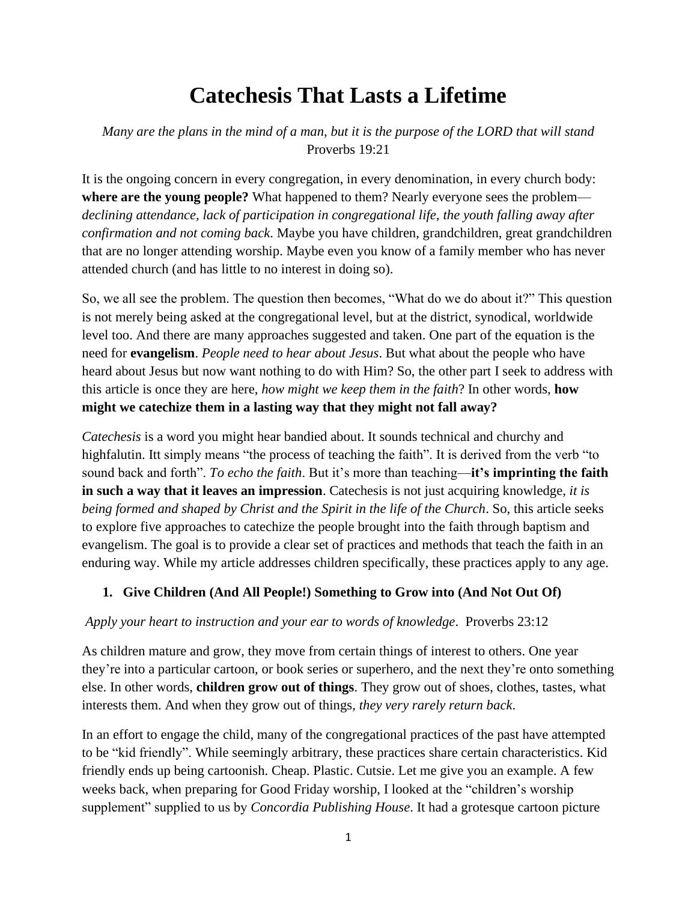# Catechesis That Lasts a Lifetime

*Many are the plans in the mind of a man, but it is the purpose of the LORD that will stand*
Proverbs 19:21

It is the ongoing concern in every congregation, in every denomination, in every church body: **where are the young people?** What happened to them? Nearly everyone sees the problem—*declining attendance, lack of participation in congregational life, the youth falling away after confirmation and not coming back*. Maybe you have children, grandchildren, great grandchildren that are no longer attending worship. Maybe even you know of a family member who has never attended church (and has little to no interest in doing so).

So, we all see the problem. The question then becomes, "What do we do about it?" This question is not merely being asked at the congregational level, but at the district, synodical, worldwide level too. And there are many approaches suggested and taken. One part of the equation is the need for **evangelism**. *People need to hear about Jesus*. But what about the people who have heard about Jesus but now want nothing to do with Him? So, the other part I seek to address with this article is once they are here, *how might we keep them in the faith*? In other words, **how might we catechize them in a lasting way that they might not fall away?**

*Catechesis* is a word you might hear bandied about. It sounds technical and churchy and highfalutin. Itt simply means "the process of teaching the faith". It is derived from the verb "to sound back and forth". *To echo the faith*. But it's more than teaching—**it's imprinting the faith in such a way that it leaves an impression**. Catechesis is not just acquiring knowledge, *it is being formed and shaped by Christ and the Spirit in the life of the Church*. So, this article seeks to explore five approaches to catechize the people brought into the faith through baptism and evangelism. The goal is to provide a clear set of practices and methods that teach the faith in an enduring way. While my article addresses children specifically, these practices apply to any age.

1. **Give Children (And All People!) Something to Grow into (And Not Out Of)**

*Apply your heart to instruction and your ear to words of knowledge*. Proverbs 23:12

As children mature and grow, they move from certain things of interest to others. One year they're into a particular cartoon, or book series or superhero, and the next they're onto something else. In other words, **children grow out of things**. They grow out of shoes, clothes, tastes, what interests them. And when they grow out of things, *they very rarely return back*.

In an effort to engage the child, many of the congregational practices of the past have attempted to be "kid friendly". While seemingly arbitrary, these practices share certain characteristics. Kid friendly ends up being cartoonish. Cheap. Plastic. Cutsie. Let me give you an example. A few weeks back, when preparing for Good Friday worship, I looked at the "children's worship supplement" supplied to us by *Concordia Publishing House*. It had a grotesque cartoon picture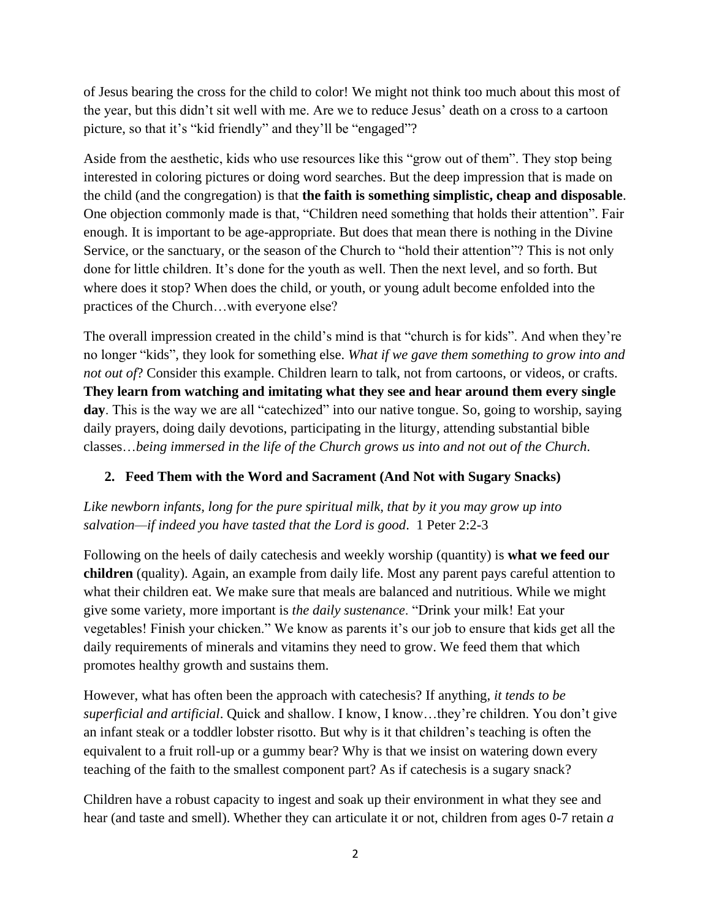of Jesus bearing the cross for the child to color! We might not think too much about this most of the year, but this didn't sit well with me. Are we to reduce Jesus' death on a cross to a cartoon picture, so that it's "kid friendly" and they'll be "engaged"?

Aside from the aesthetic, kids who use resources like this "grow out of them". They stop being interested in coloring pictures or doing word searches. But the deep impression that is made on the child (and the congregation) is that **the faith is something simplistic, cheap and disposable**. One objection commonly made is that, "Children need something that holds their attention". Fair enough. It is important to be age-appropriate. But does that mean there is nothing in the Divine Service, or the sanctuary, or the season of the Church to "hold their attention"? This is not only done for little children. It's done for the youth as well. Then the next level, and so forth. But where does it stop? When does the child, or youth, or young adult become enfolded into the practices of the Church…with everyone else?

The overall impression created in the child's mind is that "church is for kids". And when they're no longer "kids", they look for something else. *What if we gave them something to grow into and not out of*? Consider this example. Children learn to talk, not from cartoons, or videos, or crafts. **They learn from watching and imitating what they see and hear around them every single day**. This is the way we are all "catechized" into our native tongue. So, going to worship, saying daily prayers, doing daily devotions, participating in the liturgy, attending substantial bible classes…*being immersed in the life of the Church grows us into and not out of the Church*.

2. **Feed Them with the Word and Sacrament (And Not with Sugary Snacks)**

*Like newborn infants, long for the pure spiritual milk, that by it you may grow up into salvation—if indeed you have tasted that the Lord is good*. 1 Peter 2:2-3

Following on the heels of daily catechesis and weekly worship (quantity) is **what we feed our children** (quality). Again, an example from daily life. Most any parent pays careful attention to what their children eat. We make sure that meals are balanced and nutritious. While we might give some variety, more important is *the daily sustenance*. "Drink your milk! Eat your vegetables! Finish your chicken." We know as parents it's our job to ensure that kids get all the daily requirements of minerals and vitamins they need to grow. We feed them that which promotes healthy growth and sustains them.

However, what has often been the approach with catechesis? If anything, *it tends to be superficial and artificial*. Quick and shallow. I know, I know…they're children. You don't give an infant steak or a toddler lobster risotto. But why is it that children's teaching is often the equivalent to a fruit roll-up or a gummy bear? Why is that we insist on watering down every teaching of the faith to the smallest component part? As if catechesis is a sugary snack?

Children have a robust capacity to ingest and soak up their environment in what they see and hear (and taste and smell). Whether they can articulate it or not, children from ages 0-7 retain *a*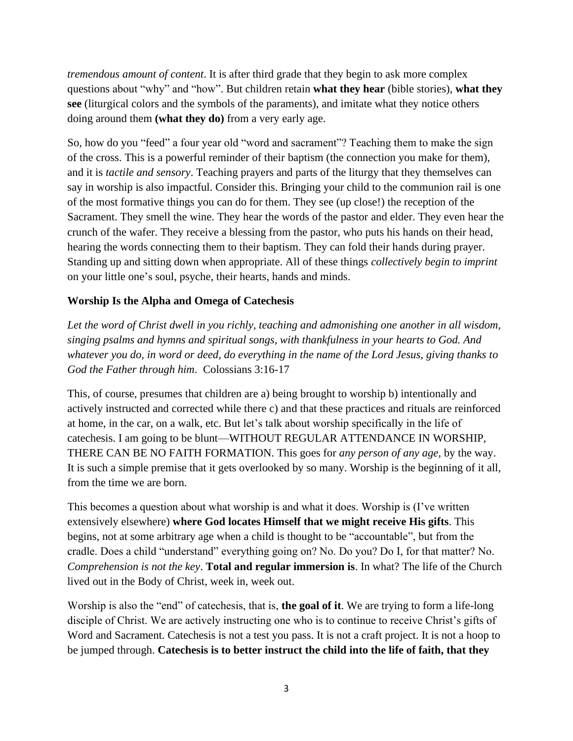*tremendous amount of content*. It is after third grade that they begin to ask more complex questions about "why" and "how". But children retain **what they hear** (bible stories), **what they see** (liturgical colors and the symbols of the paraments), and imitate what they notice others doing around them **(what they do)** from a very early age.

So, how do you "feed" a four year old "word and sacrament"? Teaching them to make the sign of the cross. This is a powerful reminder of their baptism (the connection you make for them), and it is *tactile and sensory*. Teaching prayers and parts of the liturgy that they themselves can say in worship is also impactful. Consider this. Bringing your child to the communion rail is one of the most formative things you can do for them. They see (up close!) the reception of the Sacrament. They smell the wine. They hear the words of the pastor and elder. They even hear the crunch of the wafer. They receive a blessing from the pastor, who puts his hands on their head, hearing the words connecting them to their baptism. They can fold their hands during prayer. Standing up and sitting down when appropriate. All of these things *collectively begin to imprint* on your little one's soul, psyche, their hearts, hands and minds.

### Worship Is the Alpha and Omega of Catechesis

*Let the word of Christ dwell in you richly, teaching and admonishing one another in all wisdom, singing psalms and hymns and spiritual songs, with thankfulness in your hearts to God. And whatever you do, in word or deed, do everything in the name of the Lord Jesus, giving thanks to God the Father through him*. Colossians 3:16-17

This, of course, presumes that children are a) being brought to worship b) intentionally and actively instructed and corrected while there c) and that these practices and rituals are reinforced at home, in the car, on a walk, etc. But let's talk about worship specifically in the life of catechesis. I am going to be blunt—WITHOUT REGULAR ATTENDANCE IN WORSHIP, THERE CAN BE NO FAITH FORMATION. This goes for *any person of any age*, by the way. It is such a simple premise that it gets overlooked by so many. Worship is the beginning of it all, from the time we are born.

This becomes a question about what worship is and what it does. Worship is (I've written extensively elsewhere) **where God locates Himself that we might receive His gifts**. This begins, not at some arbitrary age when a child is thought to be "accountable", but from the cradle. Does a child "understand" everything going on? No. Do you? Do I, for that matter? No. *Comprehension is not the key*. **Total and regular immersion is**. In what? The life of the Church lived out in the Body of Christ, week in, week out.

Worship is also the "end" of catechesis, that is, **the goal of it**. We are trying to form a life-long disciple of Christ. We are actively instructing one who is to continue to receive Christ's gifts of Word and Sacrament. Catechesis is not a test you pass. It is not a craft project. It is not a hoop to be jumped through. **Catechesis is to better instruct the child into the life of faith, that they**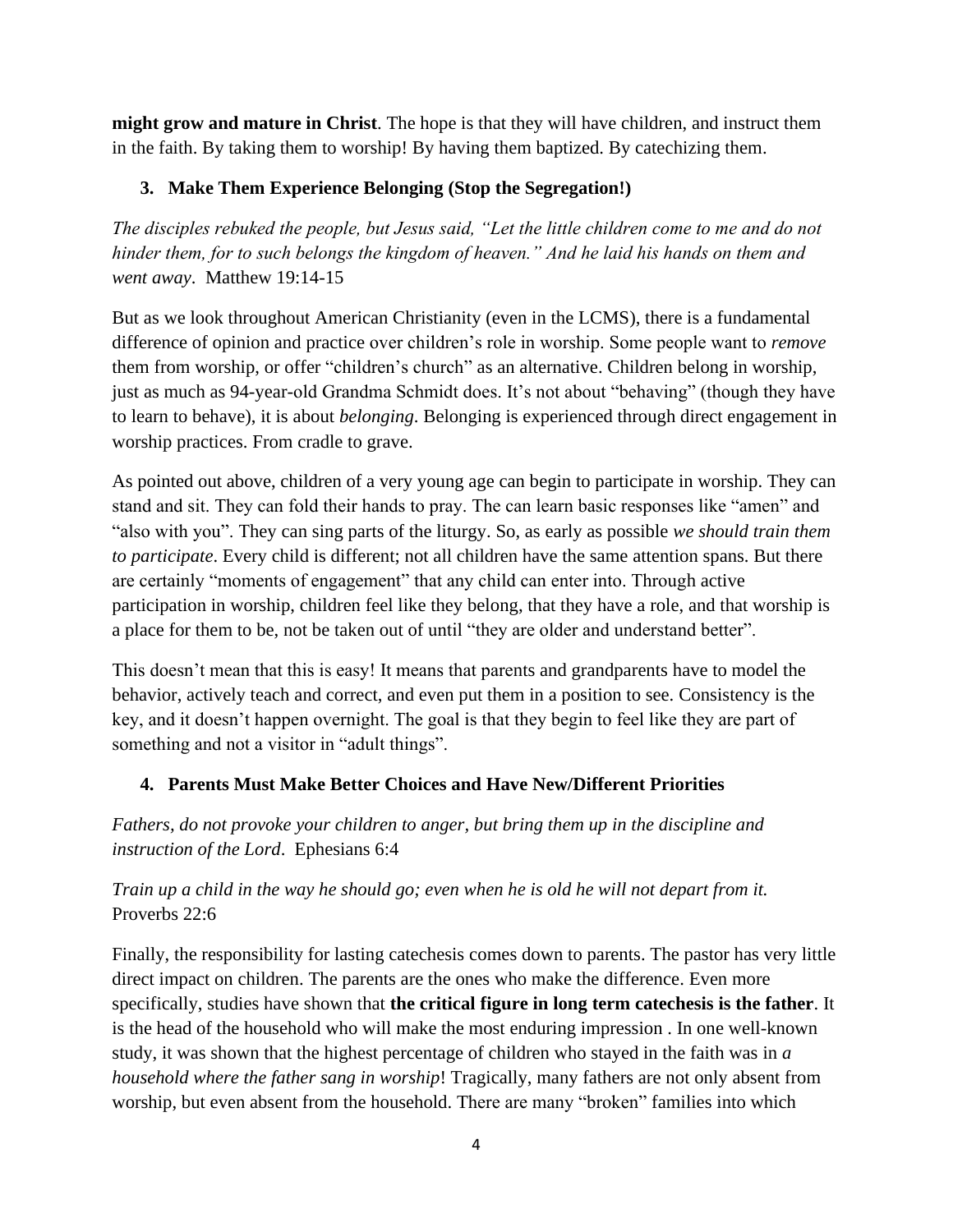**might grow and mature in Christ**. The hope is that they will have children, and instruct them in the faith. By taking them to worship! By having them baptized. By catechizing them.

3. **Make Them Experience Belonging (Stop the Segregation!)**

*The disciples rebuked the people, but Jesus said, "Let the little children come to me and do not hinder them, for to such belongs the kingdom of heaven." And he laid his hands on them and went away*. Matthew 19:14-15

But as we look throughout American Christianity (even in the LCMS), there is a fundamental difference of opinion and practice over children's role in worship. Some people want to *remove* them from worship, or offer "children's church" as an alternative. Children belong in worship, just as much as 94-year-old Grandma Schmidt does. It's not about "behaving" (though they have to learn to behave), it is about *belonging*. Belonging is experienced through direct engagement in worship practices. From cradle to grave.

As pointed out above, children of a very young age can begin to participate in worship. They can stand and sit. They can fold their hands to pray. The can learn basic responses like "amen" and "also with you". They can sing parts of the liturgy. So, as early as possible *we should train them to participate*. Every child is different; not all children have the same attention spans. But there are certainly "moments of engagement" that any child can enter into. Through active participation in worship, children feel like they belong, that they have a role, and that worship is a place for them to be, not be taken out of until "they are older and understand better".

This doesn't mean that this is easy! It means that parents and grandparents have to model the behavior, actively teach and correct, and even put them in a position to see. Consistency is the key, and it doesn't happen overnight. The goal is that they begin to feel like they are part of something and not a visitor in "adult things".

4. **Parents Must Make Better Choices and Have New/Different Priorities**

*Fathers, do not provoke your children to anger, but bring them up in the discipline and instruction of the Lord*. Ephesians 6:4

*Train up a child in the way he should go; even when he is old he will not depart from it.* Proverbs 22:6

Finally, the responsibility for lasting catechesis comes down to parents. The pastor has very little direct impact on children. The parents are the ones who make the difference. Even more specifically, studies have shown that **the critical figure in long term catechesis is the father**. It is the head of the household who will make the most enduring impression . In one well-known study, it was shown that the highest percentage of children who stayed in the faith was in *a household where the father sang in worship*! Tragically, many fathers are not only absent from worship, but even absent from the household. There are many "broken" families into which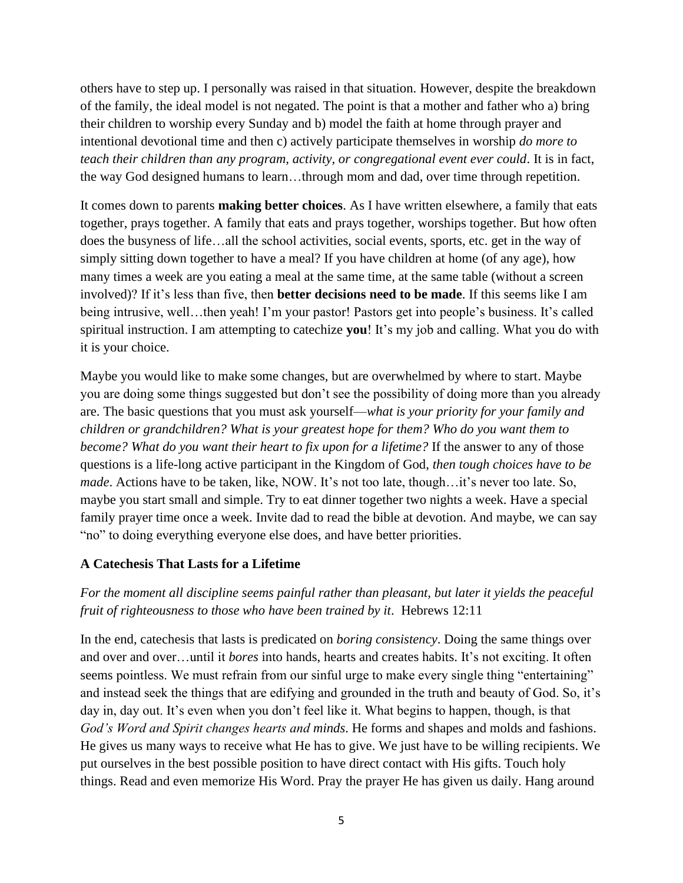others have to step up. I personally was raised in that situation. However, despite the breakdown of the family, the ideal model is not negated. The point is that a mother and father who a) bring their children to worship every Sunday and b) model the faith at home through prayer and intentional devotional time and then c) actively participate themselves in worship *do more to teach their children than any program, activity, or congregational event ever could*. It is in fact, the way God designed humans to learn…through mom and dad, over time through repetition.

It comes down to parents **making better choices**. As I have written elsewhere, a family that eats together, prays together. A family that eats and prays together, worships together. But how often does the busyness of life…all the school activities, social events, sports, etc. get in the way of simply sitting down together to have a meal? If you have children at home (of any age), how many times a week are you eating a meal at the same time, at the same table (without a screen involved)? If it's less than five, then **better decisions need to be made**. If this seems like I am being intrusive, well…then yeah! I'm your pastor! Pastors get into people's business. It's called spiritual instruction. I am attempting to catechize **you**! It's my job and calling. What you do with it is your choice.

Maybe you would like to make some changes, but are overwhelmed by where to start. Maybe you are doing some things suggested but don't see the possibility of doing more than you already are. The basic questions that you must ask yourself—*what is your priority for your family and children or grandchildren? What is your greatest hope for them? Who do you want them to become? What do you want their heart to fix upon for a lifetime?* If the answer to any of those questions is a life-long active participant in the Kingdom of God, *then tough choices have to be made*. Actions have to be taken, like, NOW. It's not too late, though…it's never too late. So, maybe you start small and simple. Try to eat dinner together two nights a week. Have a special family prayer time once a week. Invite dad to read the bible at devotion. And maybe, we can say "no" to doing everything everyone else does, and have better priorities.

**A Catechesis That Lasts for a Lifetime**

*For the moment all discipline seems painful rather than pleasant, but later it yields the peaceful fruit of righteousness to those who have been trained by it*. Hebrews 12:11

In the end, catechesis that lasts is predicated on *boring consistency*. Doing the same things over and over and over…until it *bores* into hands, hearts and creates habits. It's not exciting. It often seems pointless. We must refrain from our sinful urge to make every single thing "entertaining" and instead seek the things that are edifying and grounded in the truth and beauty of God. So, it's day in, day out. It's even when you don't feel like it. What begins to happen, though, is that *God's Word and Spirit changes hearts and minds*. He forms and shapes and molds and fashions. He gives us many ways to receive what He has to give. We just have to be willing recipients. We put ourselves in the best possible position to have direct contact with His gifts. Touch holy things. Read and even memorize His Word. Pray the prayer He has given us daily. Hang around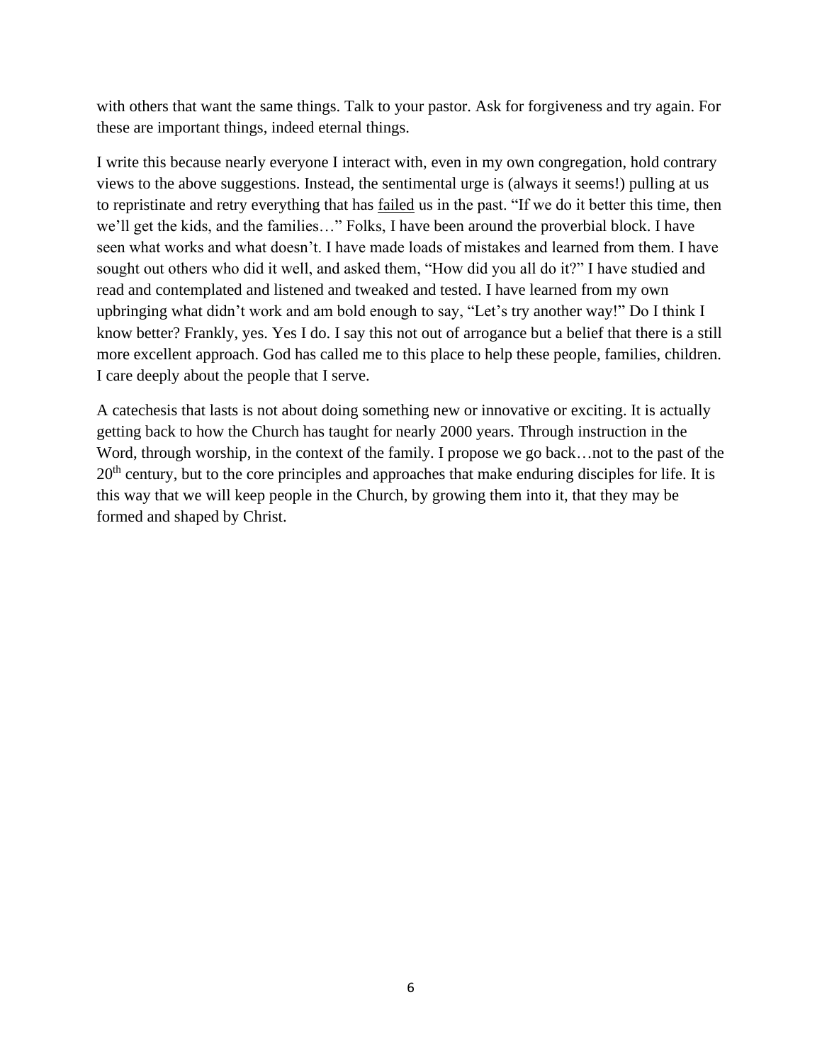with others that want the same things. Talk to your pastor. Ask for forgiveness and try again. For these are important things, indeed eternal things.

I write this because nearly everyone I interact with, even in my own congregation, hold contrary views to the above suggestions. Instead, the sentimental urge is (always it seems!) pulling at us to repristinate and retry everything that has <u>failed</u> us in the past. "If we do it better this time, then we'll get the kids, and the families…" Folks, I have been around the proverbial block. I have seen what works and what doesn't. I have made loads of mistakes and learned from them. I have sought out others who did it well, and asked them, "How did you all do it?" I have studied and read and contemplated and listened and tweaked and tested. I have learned from my own upbringing what didn't work and am bold enough to say, "Let's try another way!" Do I think I know better? Frankly, yes. Yes I do. I say this not out of arrogance but a belief that there is a still more excellent approach. God has called me to this place to help these people, families, children. I care deeply about the people that I serve.

A catechesis that lasts is not about doing something new or innovative or exciting. It is actually getting back to how the Church has taught for nearly 2000 years. Through instruction in the Word, through worship, in the context of the family. I propose we go back…not to the past of the 20th century, but to the core principles and approaches that make enduring disciples for life. It is this way that we will keep people in the Church, by growing them into it, that they may be formed and shaped by Christ.